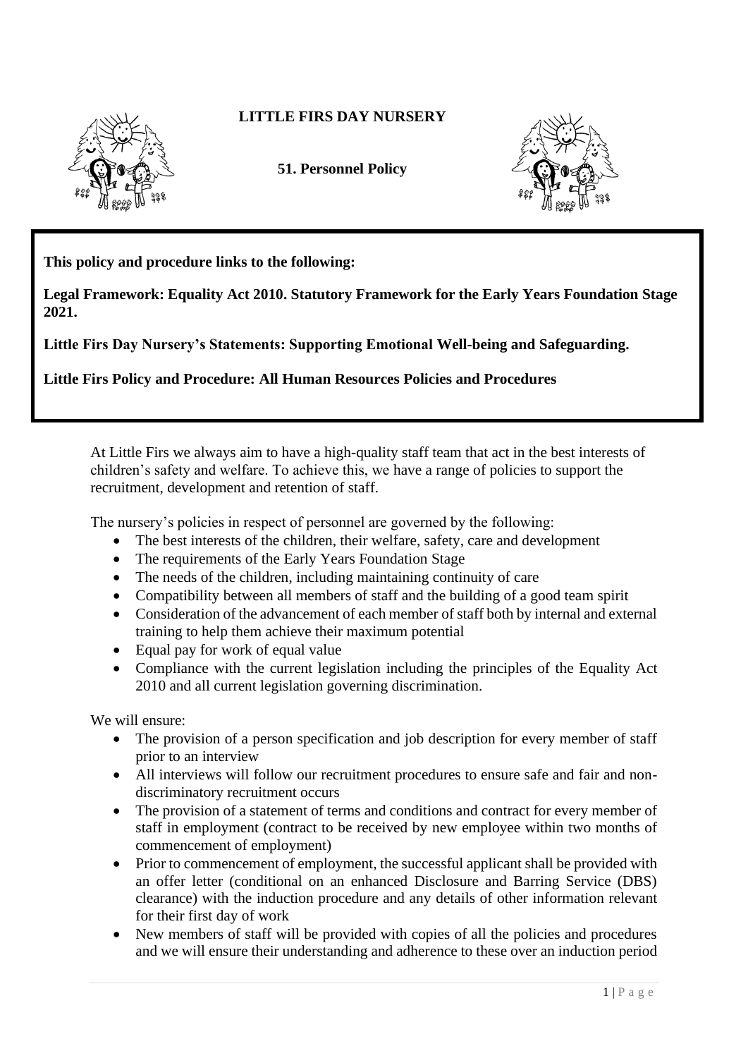# LITTLE FIRS DAY NURSERY

## 51. Personnel Policy

**This policy and procedure links to the following:**

**Legal Framework: Equality Act 2010. Statutory Framework for the Early Years Foundation Stage 2021.**

**Little Firs Day Nursery's Statements: Supporting Emotional Well-being and Safeguarding.**

**Little Firs Policy and Procedure: All Human Resources Policies and Procedures**

At Little Firs we always aim to have a high-quality staff team that act in the best interests of children's safety and welfare. To achieve this, we have a range of policies to support the recruitment, development and retention of staff.

The nursery's policies in respect of personnel are governed by the following:

- The best interests of the children, their welfare, safety, care and development
- The requirements of the Early Years Foundation Stage
- The needs of the children, including maintaining continuity of care
- Compatibility between all members of staff and the building of a good team spirit
- Consideration of the advancement of each member of staff both by internal and external training to help them achieve their maximum potential
- Equal pay for work of equal value
- Compliance with the current legislation including the principles of the Equality Act 2010 and all current legislation governing discrimination.

We will ensure:

- The provision of a person specification and job description for every member of staff prior to an interview
- All interviews will follow our recruitment procedures to ensure safe and fair and non-discriminatory recruitment occurs
- The provision of a statement of terms and conditions and contract for every member of staff in employment (contract to be received by new employee within two months of commencement of employment)
- Prior to commencement of employment, the successful applicant shall be provided with an offer letter (conditional on an enhanced Disclosure and Barring Service (DBS) clearance) with the induction procedure and any details of other information relevant for their first day of work
- New members of staff will be provided with copies of all the policies and procedures and we will ensure their understanding and adherence to these over an induction period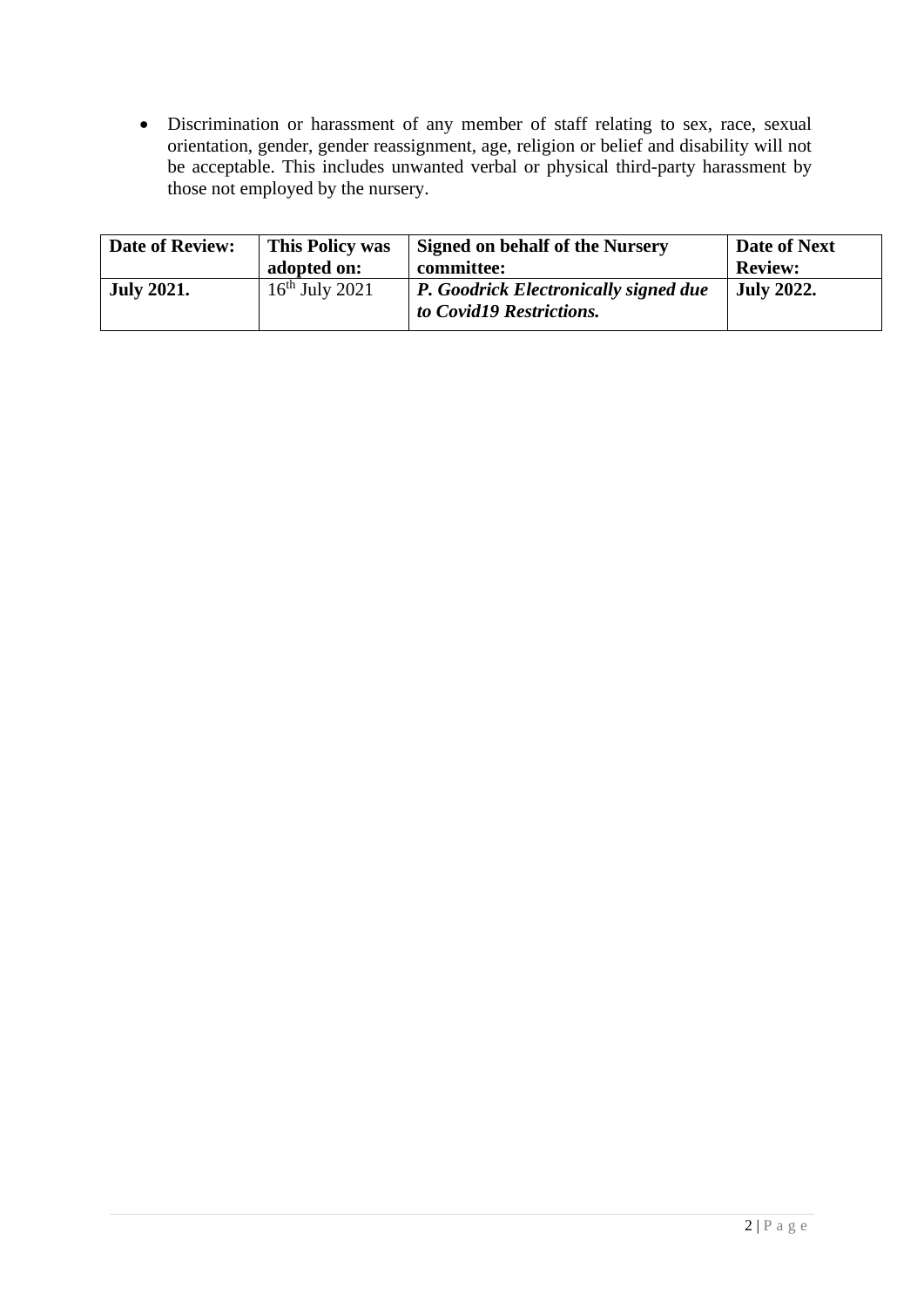- Discrimination or harassment of any member of staff relating to sex, race, sexual orientation, gender, gender reassignment, age, religion or belief and disability will not be acceptable. This includes unwanted verbal or physical third-party harassment by those not employed by the nursery.

| **Date of Review:** | **This Policy was adopted on:** | **Signed on behalf of the Nursery committee:** | **Date of Next Review:** |
|---|---|---|---|
| **July 2021.** | 16th July 2021 | ***P. Goodrick Electronically signed due to Covid19 Restrictions.*** | **July 2022.** |